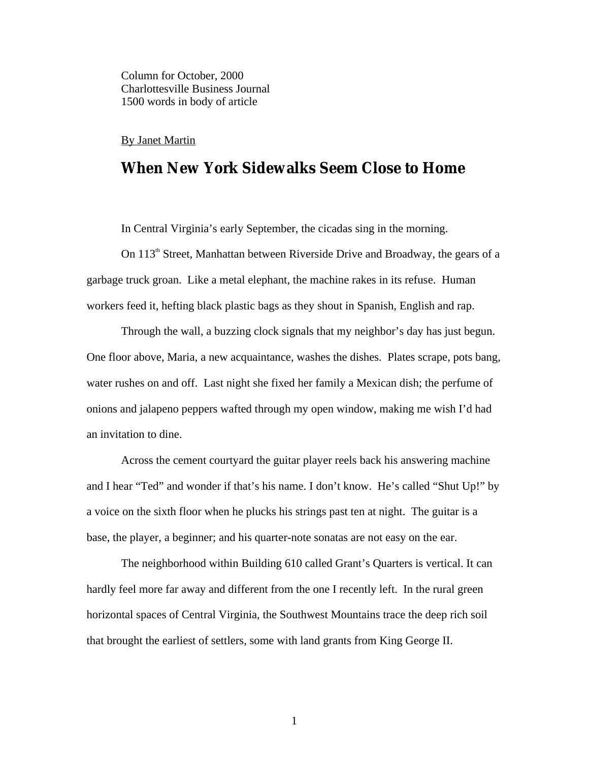Column for October, 2000
Charlottesville Business Journal
1500 words in body of article

By Janet Martin

# When New York Sidewalks Seem Close to Home

In Central Virginia's early September, the cicadas sing in the morning.

On 113th Street, Manhattan between Riverside Drive and Broadway, the gears of a garbage truck groan. Like a metal elephant, the machine rakes in its refuse. Human workers feed it, hefting black plastic bags as they shout in Spanish, English and rap.

Through the wall, a buzzing clock signals that my neighbor's day has just begun. One floor above, Maria, a new acquaintance, washes the dishes. Plates scrape, pots bang, water rushes on and off. Last night she fixed her family a Mexican dish; the perfume of onions and jalapeno peppers wafted through my open window, making me wish I'd had an invitation to dine.

Across the cement courtyard the guitar player reels back his answering machine and I hear "Ted" and wonder if that's his name. I don't know. He's called "Shut Up!" by a voice on the sixth floor when he plucks his strings past ten at night. The guitar is a base, the player, a beginner; and his quarter-note sonatas are not easy on the ear.

The neighborhood within Building 610 called Grant's Quarters is vertical. It can hardly feel more far away and different from the one I recently left. In the rural green horizontal spaces of Central Virginia, the Southwest Mountains trace the deep rich soil that brought the earliest of settlers, some with land grants from King George II.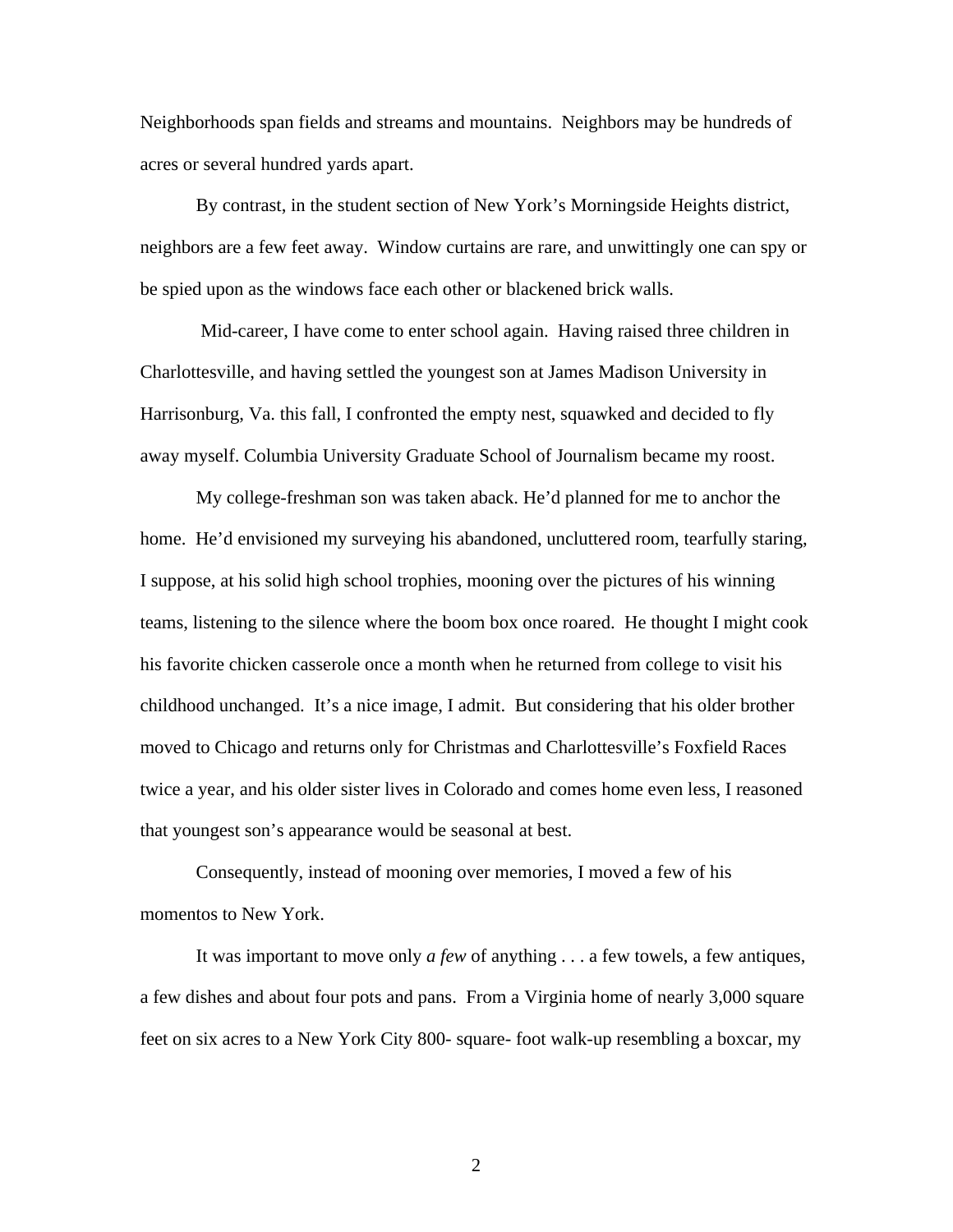Neighborhoods span fields and streams and mountains. Neighbors may be hundreds of acres or several hundred yards apart.

By contrast, in the student section of New York's Morningside Heights district, neighbors are a few feet away. Window curtains are rare, and unwittingly one can spy or be spied upon as the windows face each other or blackened brick walls.

Mid-career, I have come to enter school again. Having raised three children in Charlottesville, and having settled the youngest son at James Madison University in Harrisonburg, Va. this fall, I confronted the empty nest, squawked and decided to fly away myself. Columbia University Graduate School of Journalism became my roost.

My college-freshman son was taken aback. He'd planned for me to anchor the home. He'd envisioned my surveying his abandoned, uncluttered room, tearfully staring, I suppose, at his solid high school trophies, mooning over the pictures of his winning teams, listening to the silence where the boom box once roared. He thought I might cook his favorite chicken casserole once a month when he returned from college to visit his childhood unchanged. It's a nice image, I admit. But considering that his older brother moved to Chicago and returns only for Christmas and Charlottesville's Foxfield Races twice a year, and his older sister lives in Colorado and comes home even less, I reasoned that youngest son's appearance would be seasonal at best.

Consequently, instead of mooning over memories, I moved a few of his momentos to New York.

It was important to move only *a few* of anything . . . a few towels, a few antiques, a few dishes and about four pots and pans. From a Virginia home of nearly 3,000 square feet on six acres to a New York City 800- square- foot walk-up resembling a boxcar, my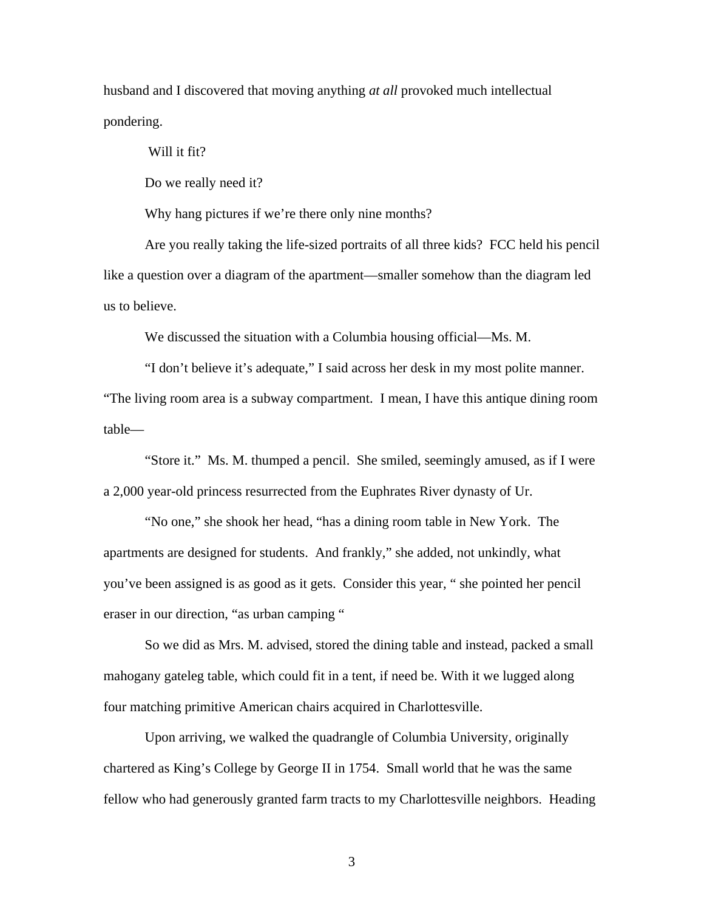husband and I discovered that moving anything *at all* provoked much intellectual pondering.

Will it fit?

Do we really need it?

Why hang pictures if we're there only nine months?

Are you really taking the life-sized portraits of all three kids? FCC held his pencil like a question over a diagram of the apartment—smaller somehow than the diagram led us to believe.

We discussed the situation with a Columbia housing official—Ms. M.

"I don't believe it's adequate," I said across her desk in my most polite manner. "The living room area is a subway compartment. I mean, I have this antique dining room table—

"Store it." Ms. M. thumped a pencil. She smiled, seemingly amused, as if I were a 2,000 year-old princess resurrected from the Euphrates River dynasty of Ur.

"No one," she shook her head, "has a dining room table in New York. The apartments are designed for students. And frankly," she added, not unkindly, what you've been assigned is as good as it gets. Consider this year, " she pointed her pencil eraser in our direction, "as urban camping "

So we did as Mrs. M. advised, stored the dining table and instead, packed a small mahogany gateleg table, which could fit in a tent, if need be. With it we lugged along four matching primitive American chairs acquired in Charlottesville.

Upon arriving, we walked the quadrangle of Columbia University, originally chartered as King's College by George II in 1754. Small world that he was the same fellow who had generously granted farm tracts to my Charlottesville neighbors. Heading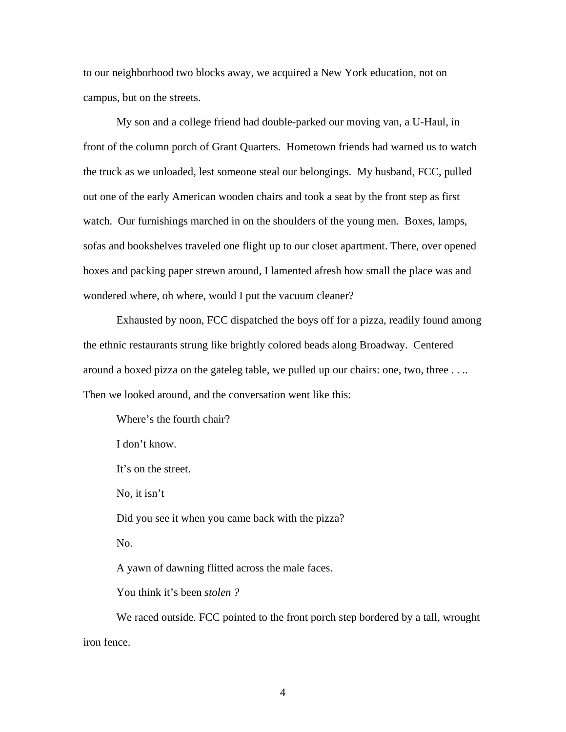to our neighborhood two blocks away, we acquired a New York education, not on campus, but on the streets.

My son and a college friend had double-parked our moving van, a U-Haul, in front of the column porch of Grant Quarters. Hometown friends had warned us to watch the truck as we unloaded, lest someone steal our belongings. My husband, FCC, pulled out one of the early American wooden chairs and took a seat by the front step as first watch. Our furnishings marched in on the shoulders of the young men. Boxes, lamps, sofas and bookshelves traveled one flight up to our closet apartment. There, over opened boxes and packing paper strewn around, I lamented afresh how small the place was and wondered where, oh where, would I put the vacuum cleaner?

Exhausted by noon, FCC dispatched the boys off for a pizza, readily found among the ethnic restaurants strung like brightly colored beads along Broadway. Centered around a boxed pizza on the gateleg table, we pulled up our chairs: one, two, three . . .. Then we looked around, and the conversation went like this:

Where's the fourth chair?

I don't know.

It's on the street.

No, it isn't

Did you see it when you came back with the pizza?

No.

A yawn of dawning flitted across the male faces.

You think it's been *stolen ?*

We raced outside. FCC pointed to the front porch step bordered by a tall, wrought iron fence.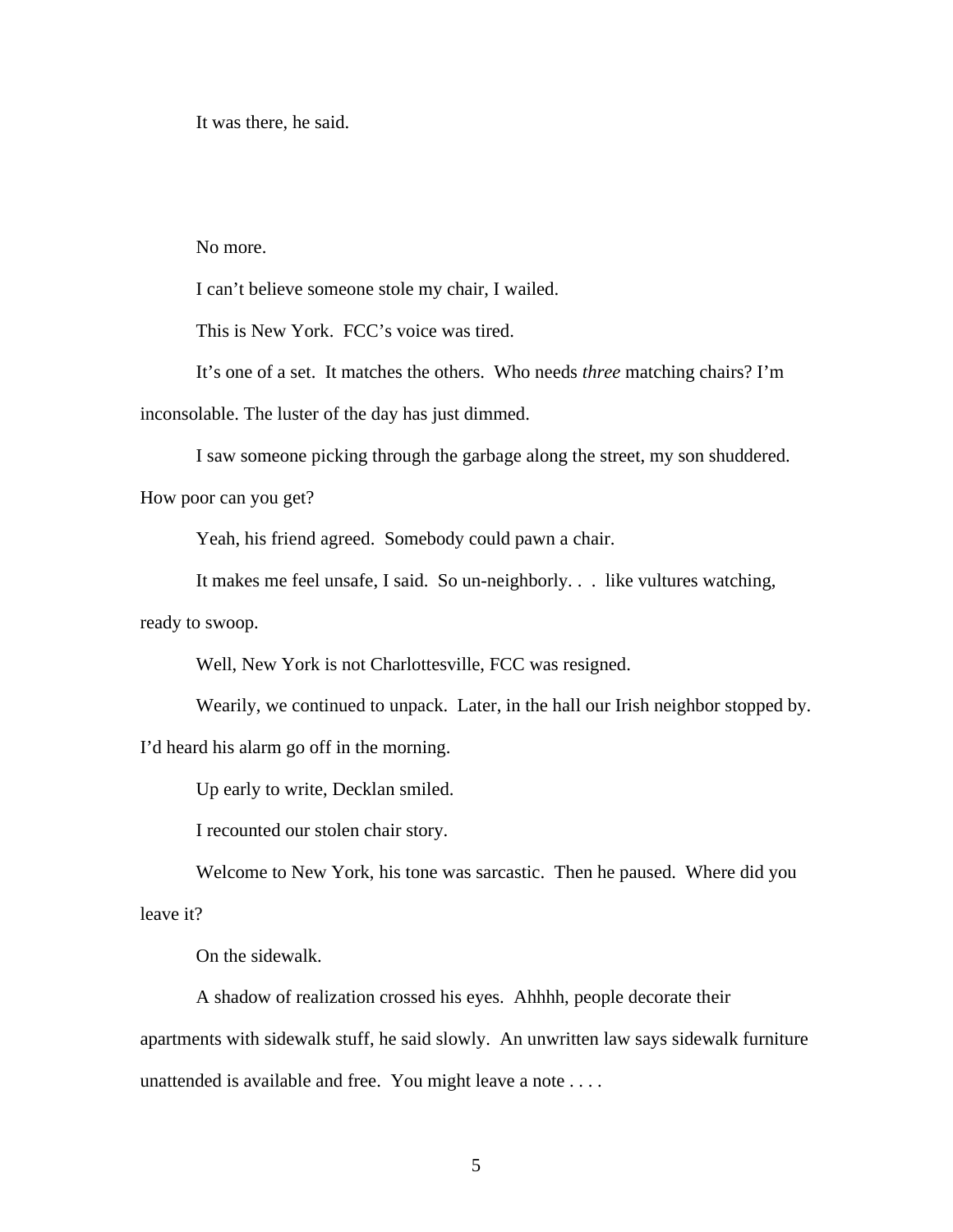It was there, he said.

No more.

I can't believe someone stole my chair, I wailed.

This is New York.  FCC's voice was tired.

It's one of a set.  It matches the others.  Who needs *three* matching chairs? I'm inconsolable. The luster of the day has just dimmed.

I saw someone picking through the garbage along the street, my son shuddered. How poor can you get?

Yeah, his friend agreed.  Somebody could pawn a chair.

It makes me feel unsafe, I said.  So un-neighborly. . .  like vultures watching, ready to swoop.

Well, New York is not Charlottesville, FCC was resigned.

Wearily, we continued to unpack.  Later, in the hall our Irish neighbor stopped by. I'd heard his alarm go off in the morning.

Up early to write, Decklan smiled.

I recounted our stolen chair story.

Welcome to New York, his tone was sarcastic.  Then he paused.  Where did you leave it?

On the sidewalk.

A shadow of realization crossed his eyes.  Ahhhh, people decorate their apartments with sidewalk stuff, he said slowly.  An unwritten law says sidewalk furniture unattended is available and free.  You might leave a note . . . .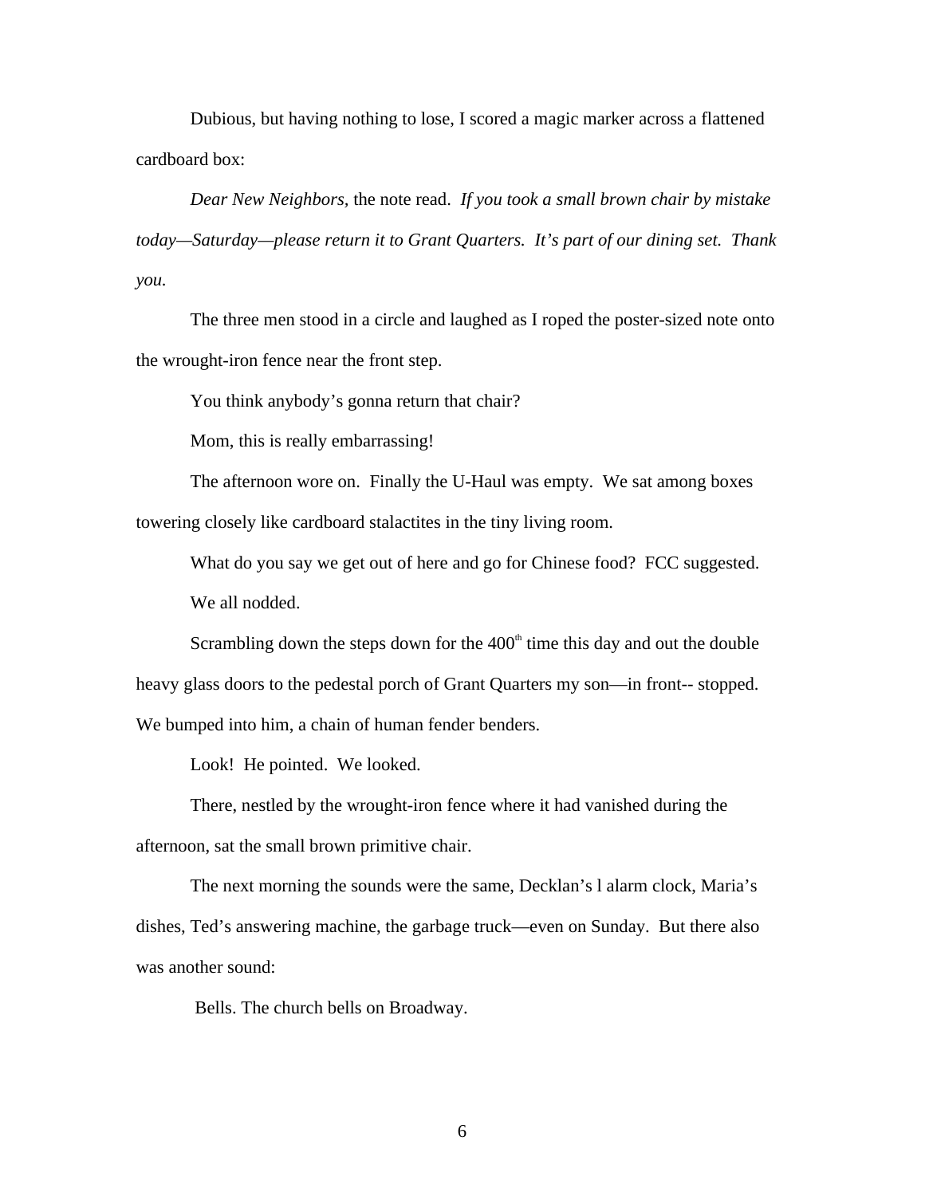Dubious, but having nothing to lose, I scored a magic marker across a flattened cardboard box:

*Dear New Neighbors,* the note read. *If you took a small brown chair by mistake today—Saturday—please return it to Grant Quarters. It's part of our dining set. Thank you.*

The three men stood in a circle and laughed as I roped the poster-sized note onto the wrought-iron fence near the front step.

You think anybody's gonna return that chair?

Mom, this is really embarrassing!

The afternoon wore on. Finally the U-Haul was empty. We sat among boxes towering closely like cardboard stalactites in the tiny living room.

What do you say we get out of here and go for Chinese food? FCC suggested.

We all nodded.

Scrambling down the steps down for the 400th time this day and out the double heavy glass doors to the pedestal porch of Grant Quarters my son—in front-- stopped. We bumped into him, a chain of human fender benders.

Look! He pointed. We looked.

There, nestled by the wrought-iron fence where it had vanished during the afternoon, sat the small brown primitive chair.

The next morning the sounds were the same, Decklan's l alarm clock, Maria's dishes, Ted's answering machine, the garbage truck—even on Sunday. But there also was another sound:

Bells. The church bells on Broadway.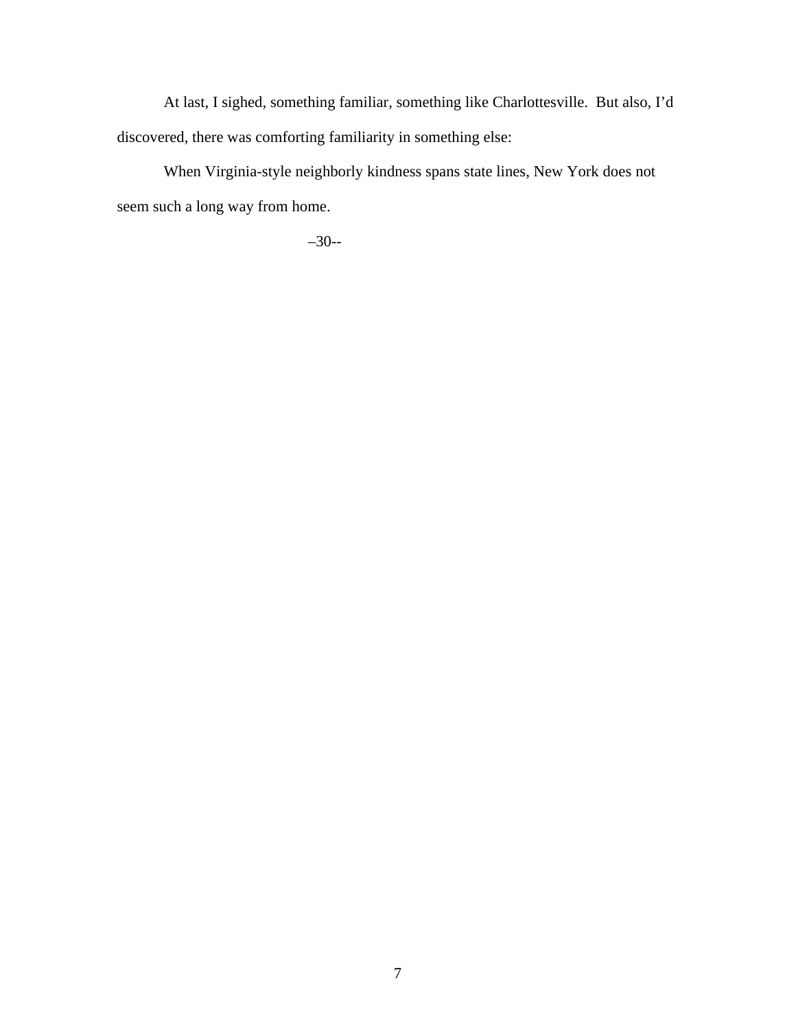At last, I sighed, something familiar, something like Charlottesville. But also, I'd discovered, there was comforting familiarity in something else:

When Virginia-style neighborly kindness spans state lines, New York does not seem such a long way from home.

–30--